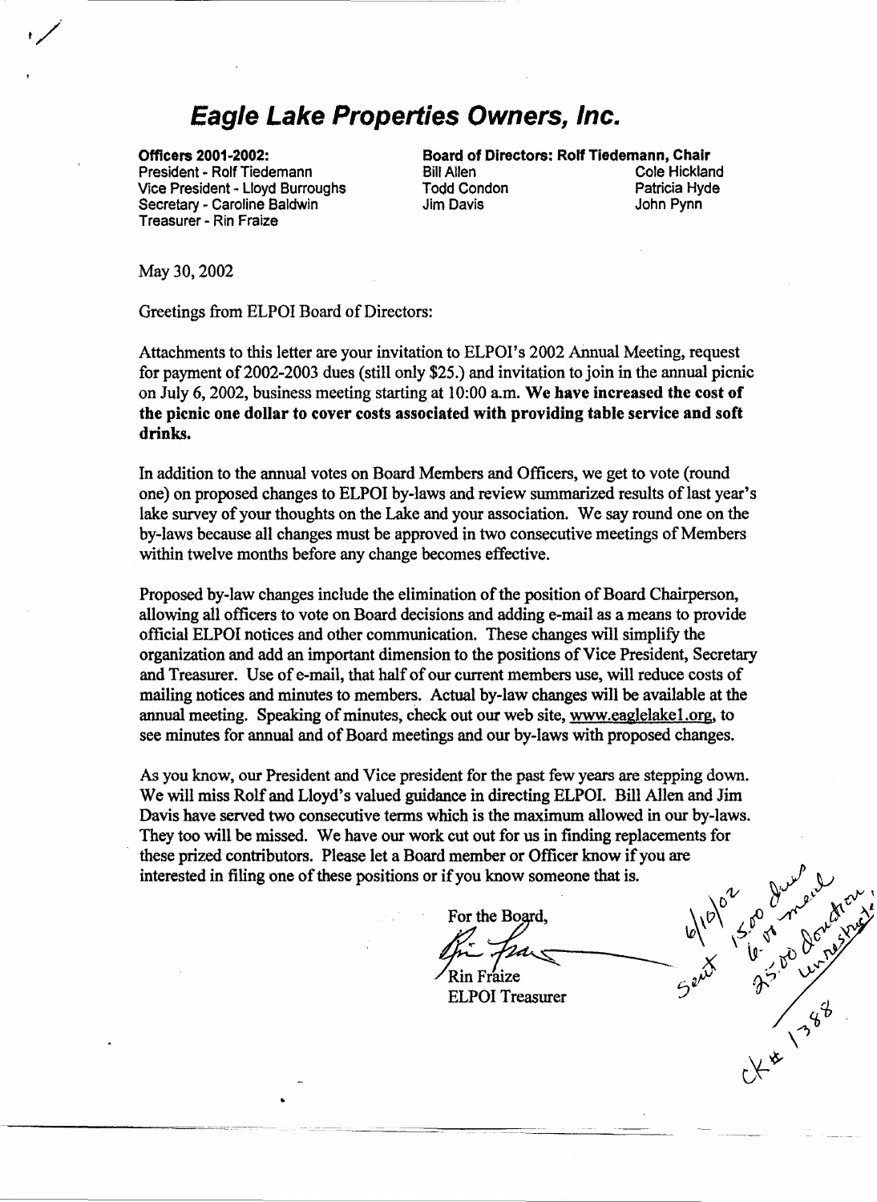# *Eagle Lake Properties Owners, Inc.*

**Officers 2001-2002:**
President - Rolf Tiedemann
Vice President - Lloyd Burroughs
Secretary - Caroline Baldwin
Treasurer - Rin Fraize

**Board of Directors: Rolf Tiedemann, Chair**

| | |
|---|---|
| Bill Allen | Cole Hickland |
| Todd Condon | Patricia Hyde |
| Jim Davis | John Pynn |

May 30, 2002

Greetings from ELPOI Board of Directors:

Attachments to this letter are your invitation to ELPOI's 2002 Annual Meeting, request for payment of 2002-2003 dues (still only $25.) and invitation to join in the annual picnic on July 6, 2002, business meeting starting at 10:00 a.m. **We have increased the cost of the picnic one dollar to cover costs associated with providing table service and soft drinks.**

In addition to the annual votes on Board Members and Officers, we get to vote (round one) on proposed changes to ELPOI by-laws and review summarized results of last year's lake survey of your thoughts on the Lake and your association. We say round one on the by-laws because all changes must be approved in two consecutive meetings of Members within twelve months before any change becomes effective.

Proposed by-law changes include the elimination of the position of Board Chairperson, allowing all officers to vote on Board decisions and adding e-mail as a means to provide official ELPOI notices and other communication. These changes will simplify the organization and add an important dimension to the positions of Vice President, Secretary and Treasurer. Use of e-mail, that half of our current members use, will reduce costs of mailing notices and minutes to members. Actual by-law changes will be available at the annual meeting. Speaking of minutes, check out our web site, www.eaglelake1.org, to see minutes for annual and of Board meetings and our by-laws with proposed changes.

As you know, our President and Vice president for the past few years are stepping down. We will miss Rolf and Lloyd's valued guidance in directing ELPOI. Bill Allen and Jim Davis have served two consecutive terms which is the maximum allowed in our by-laws. They too will be missed. We have our work cut out for us in finding replacements for these prized contributors. Please let a Board member or Officer know if you are interested in filing one of these positions or if you know someone that is.

For the Board,

Rin Fraize
ELPOI Treasurer

6/10/02 Sent 15.00 dues, 6.00 meal, 25.00 donation, unrestricted. ck # 1388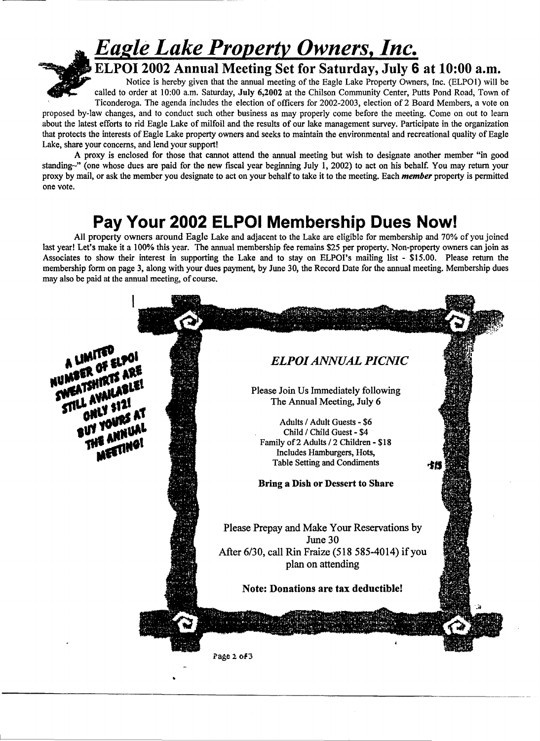# *Eagle Lake Property Owners, Inc.*

## ELPOI 2002 Annual Meeting Set for Saturday, July 6 at 10:00 a.m.

Notice is hereby given that the annual meeting of the Eagle Lake Property Owners, Inc. (ELPOI) will be called to order at 10:00 a.m. Saturday, **July 6,2002** at the Chilson Community Center, Putts Pond Road, Town of Ticonderoga. The agenda includes the election of officers for 2002-2003, election of 2 Board Members, a vote on proposed by-law changes, and to conduct such other business as may properly come before the meeting. Come on out to learn about the latest efforts to rid Eagle Lake of milfoil and the results of our lake management survey. Participate in the organization that protects the interests of Eagle Lake property owners and seeks to maintain the environmental and recreational quality of Eagle Lake, share your concerns, and lend your support!

A proxy is enclosed for those that cannot attend the annual meeting but wish to designate another member "in good standing~" (one whose dues are paid for the new fiscal year beginning July 1, 2002) to act on his behalf. You may return your proxy by mail, or ask the member you designate to act on your behalf to take it to the meeting. Each ***member*** property is permitted one vote.

# Pay Your 2002 ELPOI Membership Dues Now!

All property owners around Eagle Lake and adjacent to the Lake are eligible for membership and 70% of you joined last year! Let's make it a 100% this year. The annual membership fee remains $25 per property. Non-property owners can join as Associates to show their interest in supporting the Lake and to stay on ELPOI's mailing list - $15.00. Please return the membership form on page 3, along with your dues payment, by June 30, the Record Date for the annual meeting. Membership dues may also be paid at the annual meeting, of course.

A LIMITED NUMBER OF ELPOI SWEATSHIRTS ARE STILL AVAILABLE! ONLY $12! BUY YOURS AT THE ANNUAL MEETING!

## *ELPOI ANNUAL PICNIC*

Please Join Us Immediately following
The Annual Meeting, July 6

Adults / Adult Guests - $6
Child / Child Guest - $4
Family of 2 Adults / 2 Children - $18
Includes Hamburgers, Hots,
Table Setting and Condiments

$15

**Bring a Dish or Dessert to Share**

Please Prepay and Make Your Reservations by
June 30
After 6/30, call Rin Fraize (518 585-4014) if you
plan on attending

**Note: Donations are tax deductible!**